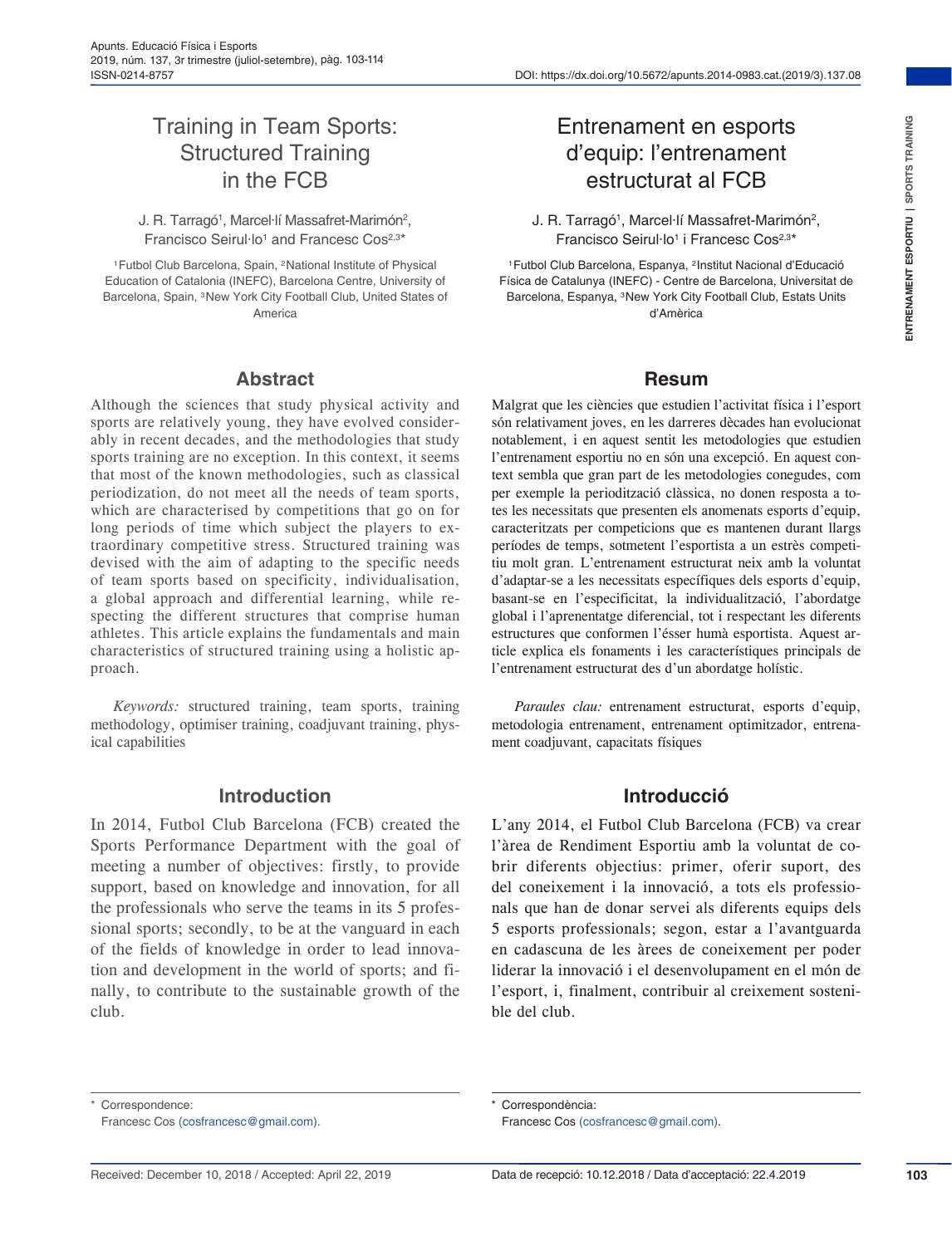# Training in Team Sports: Structured Training in the FCB

J. R. Tarragó[1], Marcel·lí Massafret-Marimón[2], Francisco Seirul·lo[1] and Francesc Cos[2,3]*

[1]Futbol Club Barcelona, Spain, [2]National Institute of Physical Education of Catalonia (INEFC), Barcelona Centre, University of Barcelona, Spain, [3]New York City Football Club, United States of America

## Abstract

Although the sciences that study physical activity and sports are relatively young, they have evolved considerably in recent decades, and the methodologies that study sports training are no exception. In this context, it seems that most of the known methodologies, such as classical periodization, do not meet all the needs of team sports, which are characterised by competitions that go on for long periods of time which subject the players to extraordinary competitive stress. Structured training was devised with the aim of adapting to the specific needs of team sports based on specificity, individualisation, a global approach and differential learning, while respecting the different structures that comprise human athletes. This article explains the fundamentals and main characteristics of structured training using a holistic approach.

*Keywords:* structured training, team sports, training methodology, optimiser training, coadjuvant training, physical capabilities

## Introduction

In 2014, Futbol Club Barcelona (FCB) created the Sports Performance Department with the goal of meeting a number of objectives: firstly, to provide support, based on knowledge and innovation, for all the professionals who serve the teams in its 5 professional sports; secondly, to be at the vanguard in each of the fields of knowledge in order to lead innovation and development in the world of sports; and finally, to contribute to the sustainable growth of the club.

\* Correspondence:
Francesc Cos (cosfrancesc@gmail.com).

Received: December 10, 2018 / Accepted: April 22, 2019

# Entrenament en esports d'equip: l'entrenament estructurat al FCB

J. R. Tarragó[1], Marcel·lí Massafret-Marimón[2], Francisco Seirul·lo[1] i Francesc Cos[2,3]*

[1]Futbol Club Barcelona, Espanya, [2]Institut Nacional d'Educació Física de Catalunya (INEFC) - Centre de Barcelona, Universitat de Barcelona, Espanya, [3]New York City Football Club, Estats Units d'Amèrica

## Resum

Malgrat que les ciències que estudien l'activitat física i l'esport són relativament joves, en les darreres dècades han evolucionat notablement, i en aquest sentit les metodologies que estudien l'entrenament esportiu no en són una excepció. En aquest context sembla que gran part de les metodologies conegudes, com per exemple la periodització clàssica, no donen resposta a totes les necessitats que presenten els anomenats esports d'equip, caracteritzats per competicions que es mantenen durant llargs períodes de temps, sotmeten l'esportista a un estrès competitiu molt gran. L'entrenament estructurat neix amb la voluntat d'adaptar-se a les necessitats específiques dels esports d'equip, basant-se en l'especificitat, la individualització, l'abordatge global i l'aprenentatge diferencial, tot i respectant les diferents estructures que conformen l'ésser humà esportista. Aquest article explica els fonaments i les característiques principals de l'entrenament estructurat des d'un abordatge holístic.

*Paraules clau:* entrenament estructurat, esports d'equip, metodologia entrenament, entrenament optimitzador, entrenament coadjuvant, capacitats físiques

## Introducció

L'any 2014, el Futbol Club Barcelona (FCB) va crear l'àrea de Rendiment Esportiu amb la voluntat de cobrir diferents objectius: primer, oferir suport, des del coneixement i la innovació, a tots els professionals que han de donar servei als diferents equips dels 5 esports professionals; segon, estar a l'avantguarda en cadascuna de les àrees de coneixement per poder liderar la innovació i el desenvolupament en el món de l'esport, i, finalment, contribuir al creixement sostenible del club.

\* Correspondència:
Francesc Cos (cosfrancesc@gmail.com).

Data de recepció: 10.12.2018 / Data d'acceptació: 22.4.2019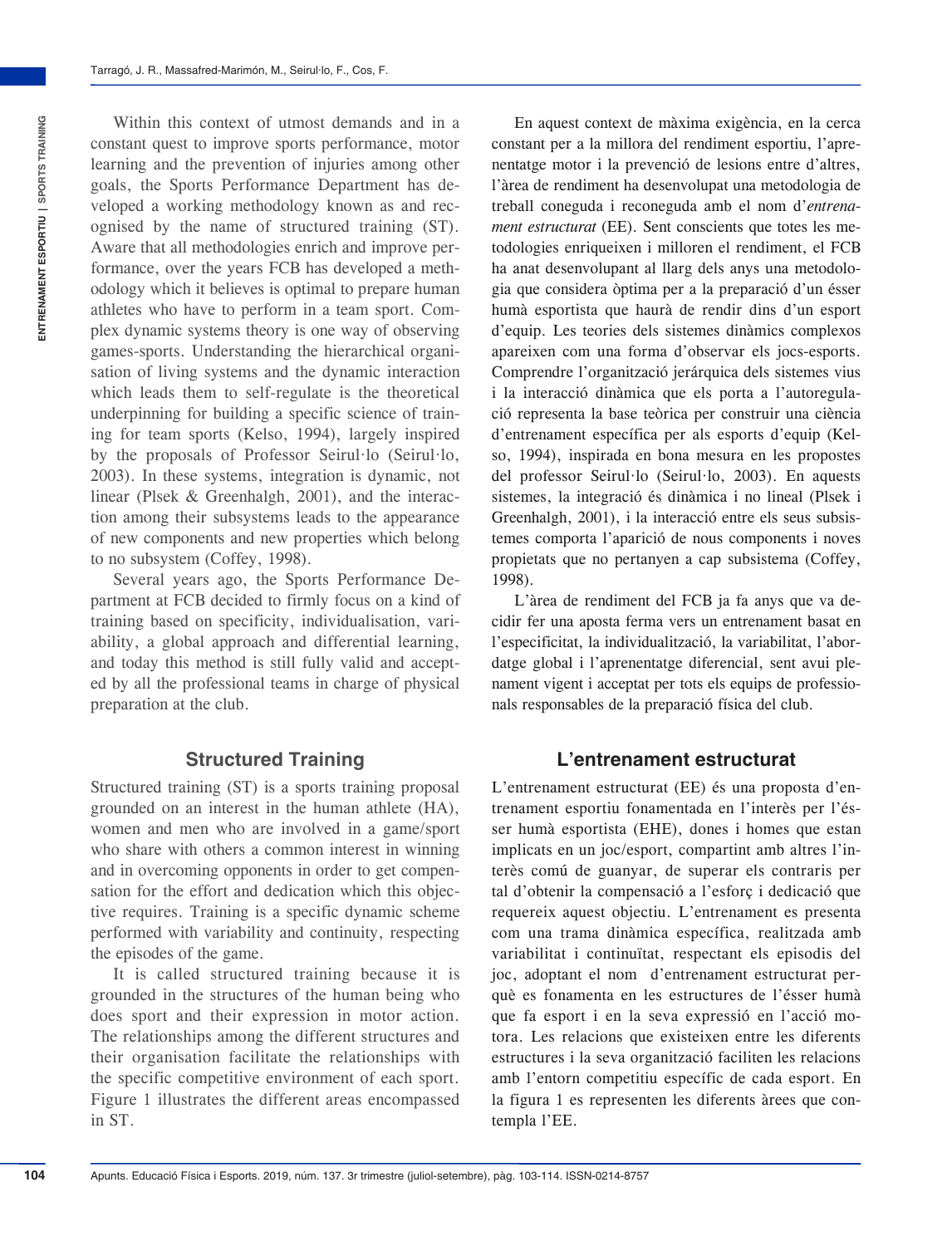Within this context of utmost demands and in a constant quest to improve sports performance, motor learning and the prevention of injuries among other goals, the Sports Performance Department has developed a working methodology known as and recognised by the name of structured training (ST). Aware that all methodologies enrich and improve performance, over the years FCB has developed a methodology which it believes is optimal to prepare human athletes who have to perform in a team sport. Complex dynamic systems theory is one way of observing games-sports. Understanding the hierarchical organisation of living systems and the dynamic interaction which leads them to self-regulate is the theoretical underpinning for building a specific science of training for team sports (Kelso, 1994), largely inspired by the proposals of Professor Seirul·lo (Seirul·lo, 2003). In these systems, integration is dynamic, not linear (Plsek & Greenhalgh, 2001), and the interaction among their subsystems leads to the appearance of new components and new properties which belong to no subsystem (Coffey, 1998).

Several years ago, the Sports Performance Department at FCB decided to firmly focus on a kind of training based on specificity, individualisation, variability, a global approach and differential learning, and today this method is still fully valid and accepted by all the professional teams in charge of physical preparation at the club.

## Structured Training

Structured training (ST) is a sports training proposal grounded on an interest in the human athlete (HA), women and men who are involved in a game/sport who share with others a common interest in winning and in overcoming opponents in order to get compensation for the effort and dedication which this objective requires. Training is a specific dynamic scheme performed with variability and continuity, respecting the episodes of the game.

It is called structured training because it is grounded in the structures of the human being who does sport and their expression in motor action. The relationships among the different structures and their organisation facilitate the relationships with the specific competitive environment of each sport. Figure 1 illustrates the different areas encompassed in ST.

En aquest context de màxima exigència, en la cerca constant per a la millora del rendiment esportiu, l'aprenentatge motor i la prevenció de lesions entre d'altres, l'àrea de rendiment ha desenvolupat una metodologia de treball coneguda i reconeguda amb el nom d'*entrenament estructurat* (EE). Sent conscients que totes les metodologies enriqueixen i milloren el rendiment, el FCB ha anat desenvolupant al llarg dels anys una metodologia que considera òptima per a la preparació d'un ésser humà esportista que haurà de rendir dins d'un esport d'equip. Les teories dels sistemes dinàmics complexos apareixen com una forma d'observar els jocs-esports. Comprendre l'organització jeràrquica dels sistemes vius i la interacció dinàmica que els porta a l'autoregulació representa la base teòrica per construir una ciència d'entrenament específica per als esports d'equip (Kelso, 1994), inspirada en bona mesura en les propostes del professor Seirul·lo (Seirul·lo, 2003). En aquests sistemes, la integració és dinàmica i no lineal (Plsek i Greenhalgh, 2001), i la interacció entre els seus subsistemes comporta l'aparició de nous components i noves propietats que no pertanyen a cap subsistema (Coffey, 1998).

L'àrea de rendiment del FCB ja fa anys que va decidir fer una aposta ferma vers un entrenament basat en l'especificitat, la individualització, la variabilitat, l'abordatge global i l'aprenentatge diferencial, sent avui plenament vigent i acceptat per tots els equips de professionals responsables de la preparació física del club.

## L'entrenament estructurat

L'entrenament estructurat (EE) és una proposta d'entrenament esportiu fonamentada en l'interès per l'ésser humà esportista (EHE), dones i homes que estan implicats en un joc/esport, compartint amb altres l'interès comú de guanyar, de superar els contraris per tal d'obtenir la compensació a l'esforç i dedicació que requereix aquest objectiu. L'entrenament es presenta com una trama dinàmica específica, realitzada amb variabilitat i continuïtat, respectant els episodis del joc, adoptant el nom d'entrenament estructurat perquè es fonamenta en les estructures de l'ésser humà que fa esport i en la seva expressió en l'acció motora. Les relacions que existeixen entre les diferents estructures i la seva organització faciliten les relacions amb l'entorn competitiu específic de cada esport. En la figura 1 es representen les diferents àrees que contempla l'EE.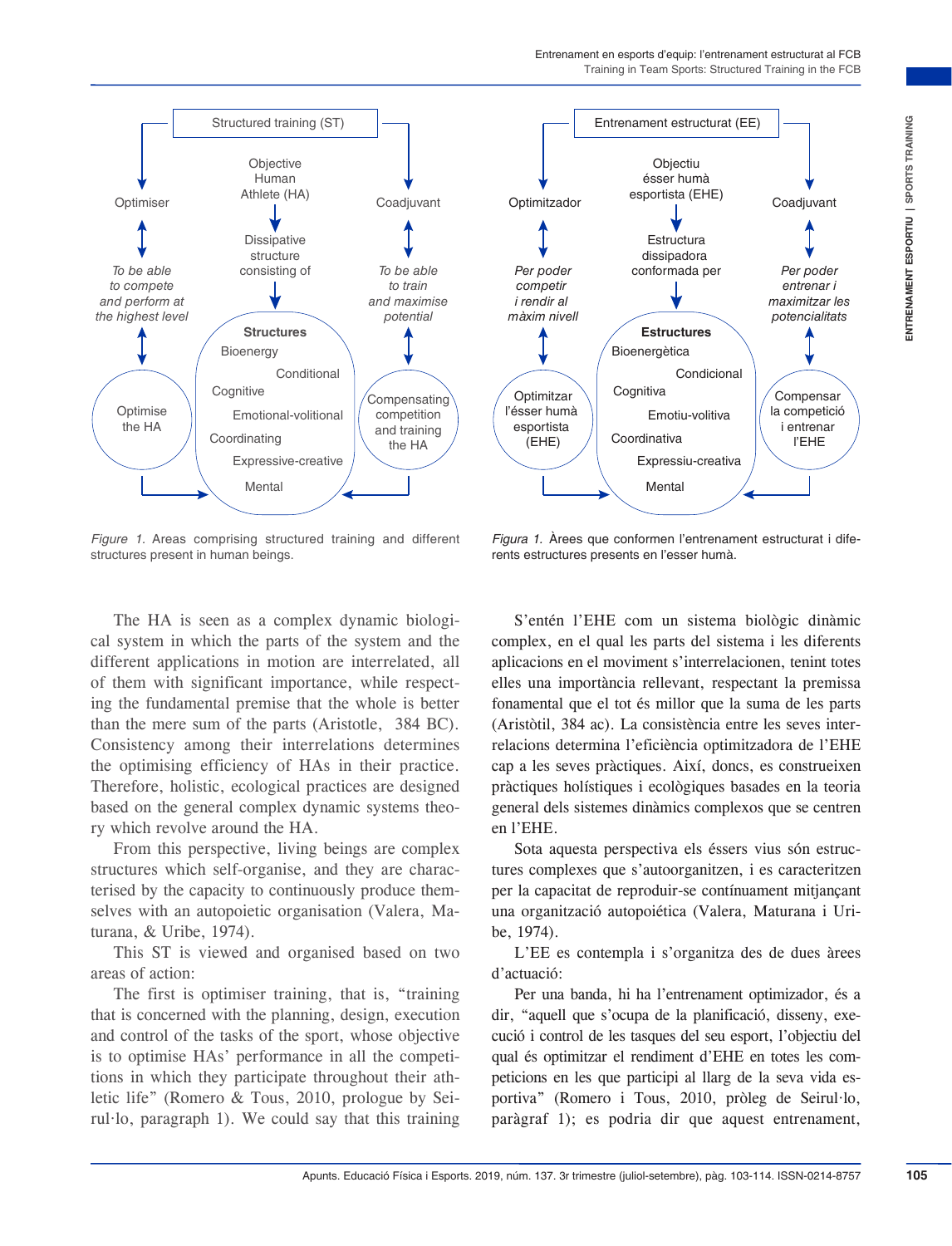Structured training (ST)

Optimiser | Objective Human Athlete (HA) | Coadjuvant

*To be able to compete and perform at the highest level*

Dissipative structure consisting of

*To be able to train and maximise potential*

Optimise the HA

**Structures**
Bioenergy
Conditional
Cognitive
Emotional-volitional
Coordinating
Expressive-creative
Mental

Compensating competition and training the HA

*Figure 1.* Areas comprising structured training and different structures present in human beings.

Entrenament estructurat (EE)

Optimitzador | Objectiu ésser humà esportista (EHE) | Coadjuvant

*Per poder competir i rendir al màxim nivell*

Estructura dissipadora conformada per

*Per poder entrenar i maximitzar les potencialitats*

Optimitzar l'ésser humà esportista (EHE)

**Estructures**
Bioenergètica
Condicional
Cognitiva
Emotiu-volitiva
Coordinativa
Expressiu-creativa
Mental

Compensar la competició i entrenar l'EHE

*Figura 1.* Àrees que conformen l'entrenament estructurat i diferents estructures presents en l'esser humà.

The HA is seen as a complex dynamic biological system in which the parts of the system and the different applications in motion are interrelated, all of them with significant importance, while respecting the fundamental premise that the whole is better than the mere sum of the parts (Aristotle, 384 BC). Consistency among their interrelations determines the optimising efficiency of HAs in their practice. Therefore, holistic, ecological practices are designed based on the general complex dynamic systems theory which revolve around the HA.

From this perspective, living beings are complex structures which self-organise, and they are characterised by the capacity to continuously produce themselves with an autopoietic organisation (Valera, Maturana, & Uribe, 1974).

This ST is viewed and organised based on two areas of action:

The first is optimiser training, that is, "training that is concerned with the planning, design, execution and control of the tasks of the sport, whose objective is to optimise HAs' performance in all the competitions in which they participate throughout their athletic life" (Romero & Tous, 2010, prologue by Seirul·lo, paragraph 1). We could say that this training

S'entén l'EHE com un sistema biològic dinàmic complex, en el qual les parts del sistema i les diferents aplicacions en el moviment s'interrelacionen, tenint totes elles una importància rellevant, respectant la premissa fonamental que el tot és millor que la suma de les parts (Aristòtil, 384 ac). La consistència entre les seves interrelacions determina l'eficiència optimitzadora de l'EHE cap a les seves pràctiques. Així, doncs, es construeixen pràctiques holístiques i ecològiques basades en la teoria general dels sistemes dinàmics complexos que se centren en l'EHE.

Sota aquesta perspectiva els éssers vius són estructures complexes que s'autoorganitzen, i es caracteritzen per la capacitat de reproduir-se contínuament mitjançant una organització autopoiética (Valera, Maturana i Uribe, 1974).

L'EE es contempla i s'organitza des de dues àrees d'actuació:

Per una banda, hi ha l'entrenament optimizador, és a dir, "aquell que s'ocupa de la planificació, disseny, execució i control de les tasques del seu esport, l'objectiu del qual és optimitzar el rendiment d'EHE en totes les competicions en les que participi al llarg de la seva vida esportiva" (Romero i Tous, 2010, pròleg de Seirul·lo, paràgraf 1); es podria dir que aquest entrenament,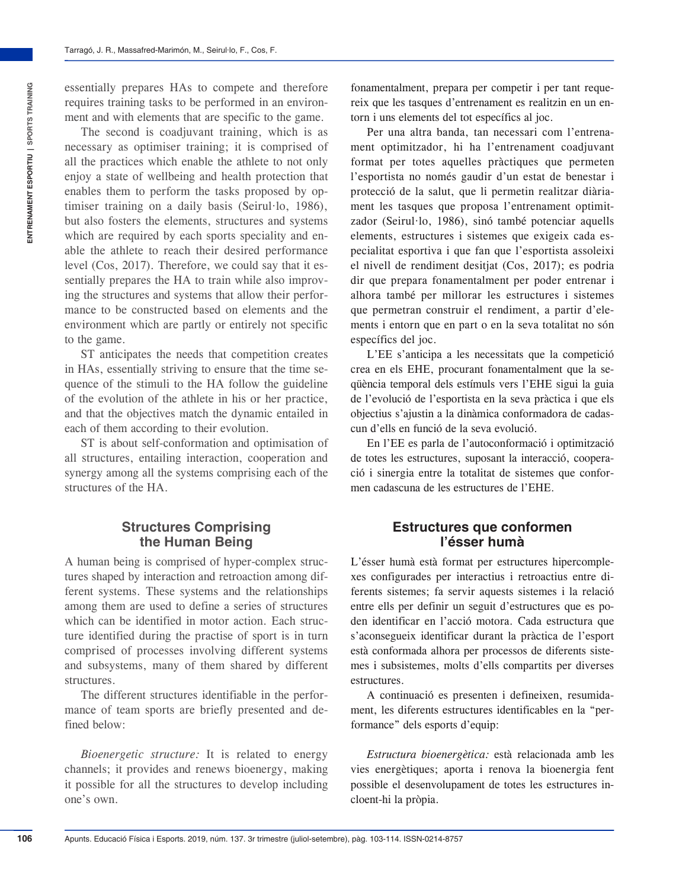essentially prepares HAs to compete and therefore requires training tasks to be performed in an environment and with elements that are specific to the game.

The second is coadjuvant training, which is as necessary as optimiser training; it is comprised of all the practices which enable the athlete to not only enjoy a state of wellbeing and health protection that enables them to perform the tasks proposed by optimiser training on a daily basis (Seirul·lo, 1986), but also fosters the elements, structures and systems which are required by each sports speciality and enable the athlete to reach their desired performance level (Cos, 2017). Therefore, we could say that it essentially prepares the HA to train while also improving the structures and systems that allow their performance to be constructed based on elements and the environment which are partly or entirely not specific to the game.

ST anticipates the needs that competition creates in HAs, essentially striving to ensure that the time sequence of the stimuli to the HA follow the guideline of the evolution of the athlete in his or her practice, and that the objectives match the dynamic entailed in each of them according to their evolution.

ST is about self-conformation and optimisation of all structures, entailing interaction, cooperation and synergy among all the systems comprising each of the structures of the HA.

## Structures Comprising the Human Being

A human being is comprised of hyper-complex structures shaped by interaction and retroaction among different systems. These systems and the relationships among them are used to define a series of structures which can be identified in motor action. Each structure identified during the practise of sport is in turn comprised of processes involving different systems and subsystems, many of them shared by different structures.

The different structures identifiable in the performance of team sports are briefly presented and defined below:

*Bioenergetic structure:* It is related to energy channels; it provides and renews bioenergy, making it possible for all the structures to develop including one's own.

fonamentalment, prepara per competir i per tant requereix que les tasques d'entrenament es realitzin en un entorn i uns elements del tot específics al joc.

Per una altra banda, tan necessari com l'entrenament optimitzador, hi ha l'entrenament coadjuvant format per totes aquelles pràctiques que permeten l'esportista no només gaudir d'un estat de benestar i protecció de la salut, que li permetin realitzar diàriament les tasques que proposa l'entrenament optimitzador (Seirul·lo, 1986), sinó també potenciar aquells elements, estructures i sistemes que exigeix cada especialitat esportiva i que fan que l'esportista assoleixi el nivell de rendiment desitjat (Cos, 2017); es podria dir que prepara fonamentalment per poder entrenar i alhora també per millorar les estructures i sistemes que permetran construir el rendiment, a partir d'elements i entorn que en part o en la seva totalitat no són específics del joc.

L'EE s'anticipa a les necessitats que la competició crea en els EHE, procurant fonamentalment que la seqüència temporal dels estímuls vers l'EHE sigui la guia de l'evolució de l'esportista en la seva pràctica i que els objectius s'ajustin a la dinàmica conformadora de cadascun d'ells en funció de la seva evolució.

En l'EE es parla de l'autoconformació i optimització de totes les estructures, suposant la interacció, cooperació i sinergia entre la totalitat de sistemes que conformen cadascuna de les estructures de l'EHE.

## Estructures que conformen l'ésser humà

L'ésser humà està format per estructures hipercomplexes configurades per interactius i retroactius entre diferents sistemes; fa servir aquests sistemes i la relació entre ells per definir un seguit d'estructures que es poden identificar en l'acció motora. Cada estructura que s'aconsegueix identificar durant la pràctica de l'esport està conformada alhora per processos de diferents sistemes i subsistemes, molts d'ells compartits per diverses estructures.

A continuació es presenten i defineixen, resumidament, les diferents estructures identificables en la "performance" dels esports d'equip:

*Estructura bioenergètica:* està relacionada amb les vies energètiques; aporta i renova la bioenergia fent possible el desenvolupament de totes les estructures incloent-hi la pròpia.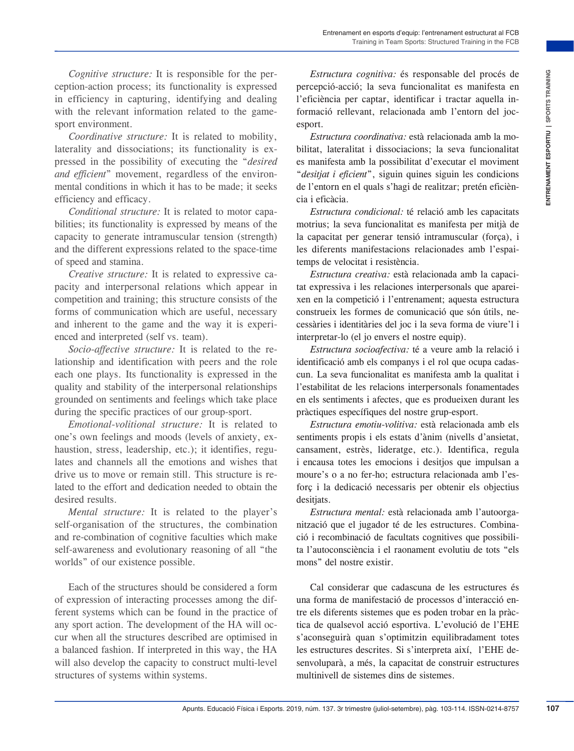*Cognitive structure:* It is responsible for the perception-action process; its functionality is expressed in efficiency in capturing, identifying and dealing with the relevant information related to the game-sport environment.

*Coordinative structure:* It is related to mobility, laterality and dissociations; its functionality is expressed in the possibility of executing the "*desired and efficient*" movement, regardless of the environmental conditions in which it has to be made; it seeks efficiency and efficacy.

*Conditional structure:* It is related to motor capabilities; its functionality is expressed by means of the capacity to generate intramuscular tension (strength) and the different expressions related to the space-time of speed and stamina.

*Creative structure:* It is related to expressive capacity and interpersonal relations which appear in competition and training; this structure consists of the forms of communication which are useful, necessary and inherent to the game and the way it is experienced and interpreted (self vs. team).

*Socio-affective structure:* It is related to the relationship and identification with peers and the role each one plays. Its functionality is expressed in the quality and stability of the interpersonal relationships grounded on sentiments and feelings which take place during the specific practices of our group-sport.

*Emotional-volitional structure:* It is related to one's own feelings and moods (levels of anxiety, exhaustion, stress, leadership, etc.); it identifies, regulates and channels all the emotions and wishes that drive us to move or remain still. This structure is related to the effort and dedication needed to obtain the desired results.

*Mental structure:* It is related to the player's self-organisation of the structures, the combination and re-combination of cognitive faculties which make self-awareness and evolutionary reasoning of all "the worlds" of our existence possible.

Each of the structures should be considered a form of expression of interacting processes among the different systems which can be found in the practice of any sport action. The development of the HA will occur when all the structures described are optimised in a balanced fashion. If interpreted in this way, the HA will also develop the capacity to construct multi-level structures of systems within systems.

*Estructura cognitiva:* és responsable del procés de percepció-acció; la seva funcionalitat es manifesta en l'eficiència per captar, identificar i tractar aquella informació rellevant, relacionada amb l'entorn del joc-esport.

*Estructura coordinativa:* està relacionada amb la mobilitat, lateralitat i dissociacions; la seva funcionalitat es manifesta amb la possibilitat d'executar el moviment "*desitjat i eficient*", siguin quines siguin les condicions de l'entorn en el quals s'hagi de realitzar; pretén eficiència i eficàcia.

*Estructura condicional:* té relació amb les capacitats motrius; la seva funcionalitat es manifesta per mitjà de la capacitat per generar tensió intramuscular (força), i les diferents manifestacions relacionades amb l'espai-temps de velocitat i resistència.

*Estructura creativa:* està relacionada amb la capacitat expressiva i les relacions interpersonals que apareixen en la competició i l'entrenament; aquesta estructura construeix les formes de comunicació que són útils, necessàries i identitàries del joc i la seva forma de viure'l i interpretar-lo (el jo envers el nostre equip).

*Estructura socioafectiva:* té a veure amb la relació i identificació amb els companys i el rol que ocupa cadascun. La seva funcionalitat es manifesta amb la qualitat i l'estabilitat de les relacions interpersonals fonamentades en els sentiments i afectes, que es produeixen durant les pràctiques específiques del nostre grup-esport.

*Estructura emotiu-volitiva:* està relacionada amb els sentiments propis i els estats d'ànim (nivells d'ansietat, cansament, estrès, lideratge, etc.). Identifica, regula i encausa totes les emocions i desitjos que impulsan a moure's o a no fer-ho; estructura relacionada amb l'esforç i la dedicació necessaris per obtenir els objectius desitjats.

*Estructura mental:* està relacionada amb l'autoorganització que el jugador té de les estructures. Combinació i recombinació de facultats cognitives que possibilita l'autoconsciència i el raonament evolutiu de tots "els mons" del nostre existir.

Cal considerar que cadascuna de les estructures és una forma de manifestació de processos d'interacció entre els diferents sistemes que es poden trobar en la pràctica de qualsevol acció esportiva. L'evolució de l'EHE s'aconseguirà quan s'optimitzin equilibradament totes les estructures descrites. Si s'interpreta així, l'EHE desenvoluparà, a més, la capacitat de construir estructures multinivell de sistemes dins de sistemes.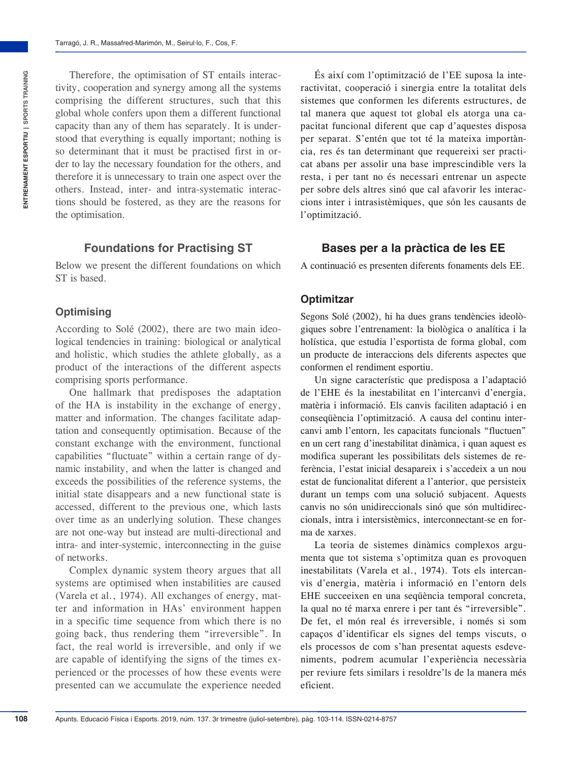Therefore, the optimisation of ST entails interactivity, cooperation and synergy among all the systems comprising the different structures, such that this global whole confers upon them a different functional capacity than any of them has separately. It is understood that everything is equally important; nothing is so determinant that it must be practised first in order to lay the necessary foundation for the others, and therefore it is unnecessary to train one aspect over the others. Instead, inter- and intra-systematic interactions should be fostered, as they are the reasons for the optimisation.

## Foundations for Practising ST

Below we present the different foundations on which ST is based.

### Optimising

According to Solé (2002), there are two main ideological tendencies in training: biological or analytical and holistic, which studies the athlete globally, as a product of the interactions of the different aspects comprising sports performance.

One hallmark that predisposes the adaptation of the HA is instability in the exchange of energy, matter and information. The changes facilitate adaptation and consequently optimisation. Because of the constant exchange with the environment, functional capabilities "fluctuate" within a certain range of dynamic instability, and when the latter is changed and exceeds the possibilities of the reference systems, the initial state disappears and a new functional state is accessed, different to the previous one, which lasts over time as an underlying solution. These changes are not one-way but instead are multi-directional and intra- and inter-systemic, interconnecting in the guise of networks.

Complex dynamic system theory argues that all systems are optimised when instabilities are caused (Varela et al., 1974). All exchanges of energy, matter and information in HAs' environment happen in a specific time sequence from which there is no going back, thus rendering them "irreversible". In fact, the real world is irreversible, and only if we are capable of identifying the signs of the times experienced or the processes of how these events were presented can we accumulate the experience needed

És així com l'optimització de l'EE suposa la interactivitat, cooperació i sinergia entre la totalitat dels sistemes que conformen les diferents estructures, de tal manera que aquest tot global els atorga una capacitat funcional diferent que cap d'aquestes disposa per separat. S'entén que tot té la mateixa importància, res és tan determinant que requereixi ser practicat abans per assolir una base imprescindible vers la resta, i per tant no és necessari entrenar un aspecte per sobre dels altres sinó que cal afavorir les interaccions inter i intrasistèmiques, que són les causants de l'optimització.

## Bases per a la pràctica de les EE

A continuació es presenten diferents fonaments dels EE.

### Optimitzar

Segons Solé (2002), hi ha dues grans tendències ideològiques sobre l'entrenament: la biològica o analítica i la holística, que estudia l'esportista de forma global, com un producte de interaccions dels diferents aspectes que conformen el rendiment esportiu.

Un signe característic que predisposa a l'adaptació de l'EHE és la inestabilitat en l'intercanvi d'energia, matèria i informació. Els canvis faciliten adaptació i en conseqüència l'optimització. A causa del continu intercanvi amb l'entorn, les capacitats funcionals "fluctuen" en un cert rang d'inestabilitat dinàmica, i quan aquest es modifica superant les possibilitats dels sistemes de referència, l'estat inicial desapareix i s'accedeix a un nou estat de funcionalitat diferent a l'anterior, que persisteix durant un temps com una solució subjacent. Aquests canvis no són unidireccionals sinó que són multidireccionals, intra i intersistèmics, interconnectant-se en forma de xarxes.

La teoria de sistemes dinàmics complexos argumenta que tot sistema s'optimitza quan es provoquen inestabilitats (Varela et al., 1974). Tots els intercanvis d'energia, matèria i informació en l'entorn dels EHE succeeixen en una seqüència temporal concreta, la qual no té marxa enrere i per tant és "irreversible". De fet, el món real és irreversible, i només si som capaços d'identificar els signes del temps viscuts, o els processos de com s'han presentat aquests esdeveniments, podrem acumular l'experiència necessària per reviure fets similars i resoldre'ls de la manera més eficient.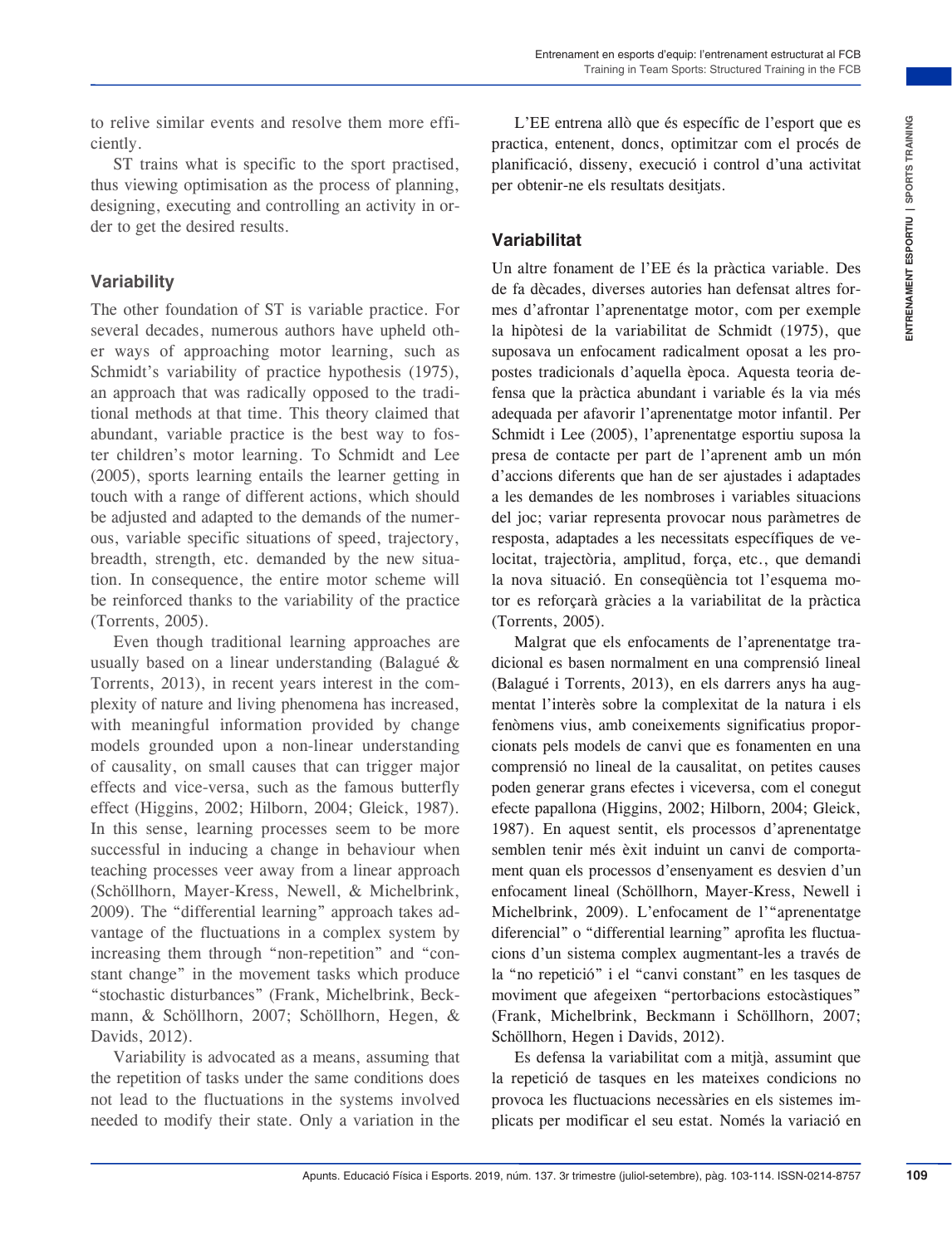to relive similar events and resolve them more efficiently.

ST trains what is specific to the sport practised, thus viewing optimisation as the process of planning, designing, executing and controlling an activity in order to get the desired results.

## Variability

The other foundation of ST is variable practice. For several decades, numerous authors have upheld other ways of approaching motor learning, such as Schmidt's variability of practice hypothesis (1975), an approach that was radically opposed to the traditional methods at that time. This theory claimed that abundant, variable practice is the best way to foster children's motor learning. To Schmidt and Lee (2005), sports learning entails the learner getting in touch with a range of different actions, which should be adjusted and adapted to the demands of the numerous, variable specific situations of speed, trajectory, breadth, strength, etc. demanded by the new situation. In consequence, the entire motor scheme will be reinforced thanks to the variability of the practice (Torrents, 2005).

Even though traditional learning approaches are usually based on a linear understanding (Balagué & Torrents, 2013), in recent years interest in the complexity of nature and living phenomena has increased, with meaningful information provided by change models grounded upon a non-linear understanding of causality, on small causes that can trigger major effects and vice-versa, such as the famous butterfly effect (Higgins, 2002; Hilborn, 2004; Gleick, 1987). In this sense, learning processes seem to be more successful in inducing a change in behaviour when teaching processes veer away from a linear approach (Schöllhorn, Mayer-Kress, Newell, & Michelbrink, 2009). The "differential learning" approach takes advantage of the fluctuations in a complex system by increasing them through "non-repetition" and "constant change" in the movement tasks which produce "stochastic disturbances" (Frank, Michelbrink, Beckmann, & Schöllhorn, 2007; Schöllhorn, Hegen, & Davids, 2012).

Variability is advocated as a means, assuming that the repetition of tasks under the same conditions does not lead to the fluctuations in the systems involved needed to modify their state. Only a variation in the

L'EE entrena allò que és específic de l'esport que es practica, entenent, doncs, optimitzar com el procés de planificació, disseny, execució i control d'una activitat per obtenir-ne els resultats desitjats.

## Variabilitat

Un altre fonament de l'EE és la pràctica variable. Des de fa dècades, diverses autories han defensat altres formes d'afrontar l'aprenentatge motor, com per exemple la hipòtesi de la variabilitat de Schmidt (1975), que suposava un enfocament radicalment oposat a les propostes tradicionals d'aquella època. Aquesta teoria defensa que la pràctica abundant i variable és la via més adequada per afavorir l'aprenentatge motor infantil. Per Schmidt i Lee (2005), l'aprenentatge esportiu suposa la presa de contacte per part de l'aprenent amb un món d'accions diferents que han de ser ajustades i adaptades a les demandes de les nombroses i variables situacions del joc; variar representa provocar nous paràmetres de resposta, adaptades a les necessitats específiques de velocitat, trajectòria, amplitud, força, etc., que demandi la nova situació. En conseqüència tot l'esquema motor es reforçarà gràcies a la variabilitat de la pràctica (Torrents, 2005).

Malgrat que els enfocaments de l'aprenentatge tradicional es basen normalment en una comprensió lineal (Balagué i Torrents, 2013), en els darrers anys ha augmentat l'interès sobre la complexitat de la natura i els fenòmens vius, amb coneixements significatius proporcionats pels models de canvi que es fonamenten en una comprensió no lineal de la causalitat, on petites causes poden generar grans efectes i viceversa, com el conegut efecte papallona (Higgins, 2002; Hilborn, 2004; Gleick, 1987). En aquest sentit, els processos d'aprenentatge semblen tenir més èxit induint un canvi de comportament quan els processos d'ensenyament es desvien d'un enfocament lineal (Schöllhorn, Mayer-Kress, Newell i Michelbrink, 2009). L'enfocament de l'"aprenentatge diferencial" o "differential learning" aprofita les fluctuacions d'un sistema complex augmentant-les a través de la "no repetició" i el "canvi constant" en les tasques de moviment que afegeixen "pertorbacions estocàstiques" (Frank, Michelbrink, Beckmann i Schöllhorn, 2007; Schöllhorn, Hegen i Davids, 2012).

Es defensa la variabilitat com a mitjà, assumint que la repetició de tasques en les mateixes condicions no provoca les fluctuacions necessàries en els sistemes implicats per modificar el seu estat. Només la variació en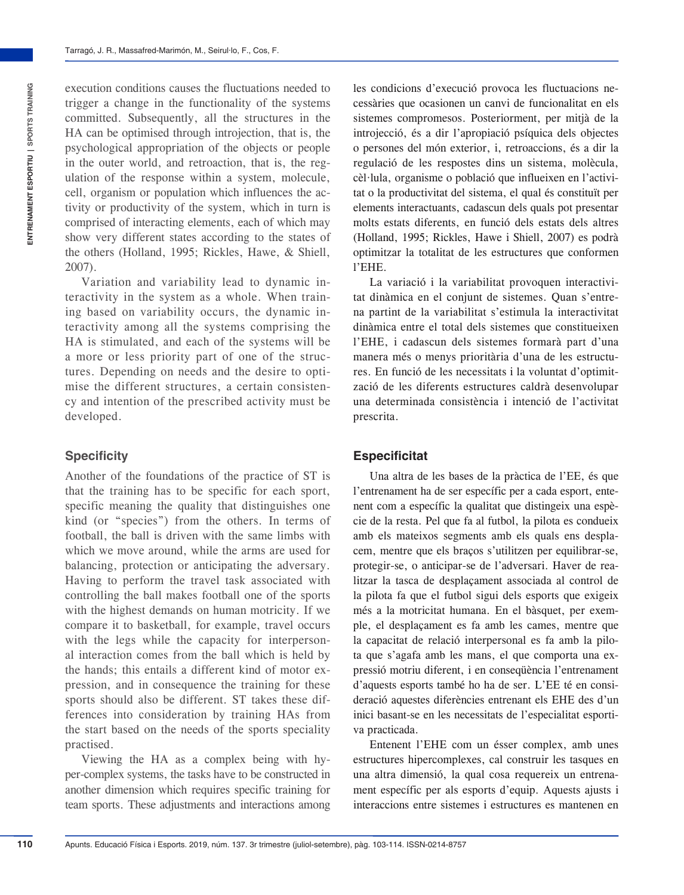execution conditions causes the fluctuations needed to trigger a change in the functionality of the systems committed. Subsequently, all the structures in the HA can be optimised through introjection, that is, the psychological appropriation of the objects or people in the outer world, and retroaction, that is, the regulation of the response within a system, molecule, cell, organism or population which influences the activity or productivity of the system, which in turn is comprised of interacting elements, each of which may show very different states according to the states of the others (Holland, 1995; Rickles, Hawe, & Shiell, 2007).

Variation and variability lead to dynamic interactivity in the system as a whole. When training based on variability occurs, the dynamic interactivity among all the systems comprising the HA is stimulated, and each of the systems will be a more or less priority part of one of the structures. Depending on needs and the desire to optimise the different structures, a certain consistency and intention of the prescribed activity must be developed.

## Specificity

Another of the foundations of the practice of ST is that the training has to be specific for each sport, specific meaning the quality that distinguishes one kind (or "species") from the others. In terms of football, the ball is driven with the same limbs with which we move around, while the arms are used for balancing, protection or anticipating the adversary. Having to perform the travel task associated with controlling the ball makes football one of the sports with the highest demands on human motricity. If we compare it to basketball, for example, travel occurs with the legs while the capacity for interpersonal interaction comes from the ball which is held by the hands; this entails a different kind of motor expression, and in consequence the training for these sports should also be different. ST takes these differences into consideration by training HAs from the start based on the needs of the sports speciality practised.

Viewing the HA as a complex being with hyper-complex systems, the tasks have to be constructed in another dimension which requires specific training for team sports. These adjustments and interactions among

les condicions d'execució provoca les fluctuacions necessàries que ocasionen un canvi de funcionalitat en els sistemes compromesos. Posteriorment, per mitjà de la introjecció, és a dir l'apropiació psíquica dels objectes o persones del món exterior, i, retroaccions, és a dir la regulació de les respostes dins un sistema, molècula, cèl·lula, organisme o població que influeixen en l'activitat o la productivitat del sistema, el qual és constituït per elements interactuants, cadascun dels quals pot presentar molts estats diferents, en funció dels estats dels altres (Holland, 1995; Rickles, Hawe i Shiell, 2007) es podrà optimitzar la totalitat de les estructures que conformen l'EHE.

La variació i la variabilitat provoquen interactivitat dinàmica en el conjunt de sistemes. Quan s'entrena partint de la variabilitat s'estimula la interactivitat dinàmica entre el total dels sistemes que constitueixen l'EHE, i cadascun dels sistemes formarà part d'una manera més o menys prioritària d'una de les estructures. En funció de les necessitats i la voluntat d'optimització de les diferents estructures caldrà desenvolupar una determinada consistència i intenció de l'activitat prescrita.

## Especificitat

Una altra de les bases de la pràctica de l'EE, és que l'entrenament ha de ser específic per a cada esport, entenent com a específic la qualitat que distingeix una espècie de la resta. Pel que fa al futbol, la pilota es condueix amb els mateixos segments amb els quals ens desplacem, mentre que els braços s'utilitzen per equilibrar-se, protegir-se, o anticipar-se de l'adversari. Haver de realitzar la tasca de desplaçament associada al control de la pilota fa que el futbol sigui dels esports que exigeix més a la motricitat humana. En el bàsquet, per exemple, el desplaçament es fa amb les cames, mentre que la capacitat de relació interpersonal es fa amb la pilota que s'agafa amb les mans, el que comporta una expressió motriu diferent, i en conseqüència l'entrenament d'aquests esports també ho ha de ser. L'EE té en consideració aquestes diferències entrenant els EHE des d'un inici basant-se en les necessitats de l'especialitat esportiva practicada.

Entenent l'EHE com un ésser complex, amb unes estructures hipercomplexes, cal construir les tasques en una altra dimensió, la qual cosa requereix un entrenament específic per als esports d'equip. Aquests ajusts i interaccions entre sistemes i estructures es mantenen en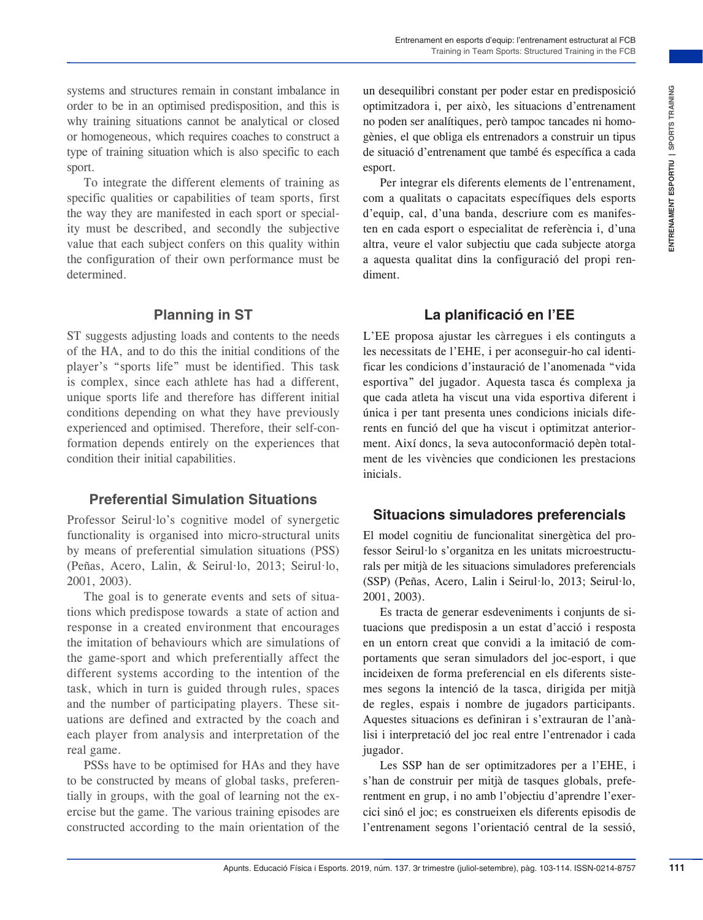systems and structures remain in constant imbalance in order to be in an optimised predisposition, and this is why training situations cannot be analytical or closed or homogeneous, which requires coaches to construct a type of training situation which is also specific to each sport.

To integrate the different elements of training as specific qualities or capabilities of team sports, first the way they are manifested in each sport or speciality must be described, and secondly the subjective value that each subject confers on this quality within the configuration of their own performance must be determined.

## Planning in ST

ST suggests adjusting loads and contents to the needs of the HA, and to do this the initial conditions of the player's "sports life" must be identified. This task is complex, since each athlete has had a different, unique sports life and therefore has different initial conditions depending on what they have previously experienced and optimised. Therefore, their self-conformation depends entirely on the experiences that condition their initial capabilities.

## Preferential Simulation Situations

Professor Seirul·lo's cognitive model of synergetic functionality is organised into micro-structural units by means of preferential simulation situations (PSS) (Peñas, Acero, Lalin, & Seirul·lo, 2013; Seirul·lo, 2001, 2003).

The goal is to generate events and sets of situations which predispose towards a state of action and response in a created environment that encourages the imitation of behaviours which are simulations of the game-sport and which preferentially affect the different systems according to the intention of the task, which in turn is guided through rules, spaces and the number of participating players. These situations are defined and extracted by the coach and each player from analysis and interpretation of the real game.

PSSs have to be optimised for HAs and they have to be constructed by means of global tasks, preferentially in groups, with the goal of learning not the exercise but the game. The various training episodes are constructed according to the main orientation of the

un desequilibri constant per poder estar en predisposició optimitzadora i, per això, les situacions d'entrenament no poden ser analítiques, però tampoc tancades ni homogènies, el que obliga els entrenadors a construir un tipus de situació d'entrenament que també és específica a cada esport.

Per integrar els diferents elements de l'entrenament, com a qualitats o capacitats específiques dels esports d'equip, cal, d'una banda, descriure com es manifesten en cada esport o especialitat de referència i, d'una altra, veure el valor subjectiu que cada subjecte atorga a aquesta qualitat dins la configuració del propi rendiment.

## La planificació en l'EE

L'EE proposa ajustar les càrregues i els continguts a les necessitats de l'EHE, i per aconseguir-ho cal identificar les condicions d'instauració de l'anomenada "vida esportiva" del jugador. Aquesta tasca és complexa ja que cada atleta ha viscut una vida esportiva diferent i única i per tant presenta unes condicions inicials diferents en funció del que ha viscut i optimitzat anteriorment. Així doncs, la seva autoconformació depèn totalment de les vivències que condicionen les prestacions inicials.

## Situacions simuladores preferencials

El model cognitiu de funcionalitat sinergètica del professor Seirul·lo s'organitza en les unitats microestructurals per mitjà de les situacions simuladores preferencials (SSP) (Peñas, Acero, Lalin i Seirul·lo, 2013; Seirul·lo, 2001, 2003).

Es tracta de generar esdeveniments i conjunts de situacions que predisposin a un estat d'acció i resposta en un entorn creat que convidi a la imitació de comportaments que seran simuladors del joc-esport, i que incideixen de forma preferencial en els diferents sistemes segons la intenció de la tasca, dirigida per mitjà de regles, espais i nombre de jugadors participants. Aquestes situacions es definiran i s'extrauran de l'anàlisi i interpretació del joc real entre l'entrenador i cada jugador.

Les SSP han de ser optimitzadores per a l'EHE, i s'han de construir per mitjà de tasques globals, preferentment en grup, i no amb l'objectiu d'aprendre l'exercici sinó el joc; es construeixen els diferents episodis de l'entrenament segons l'orientació central de la sessió,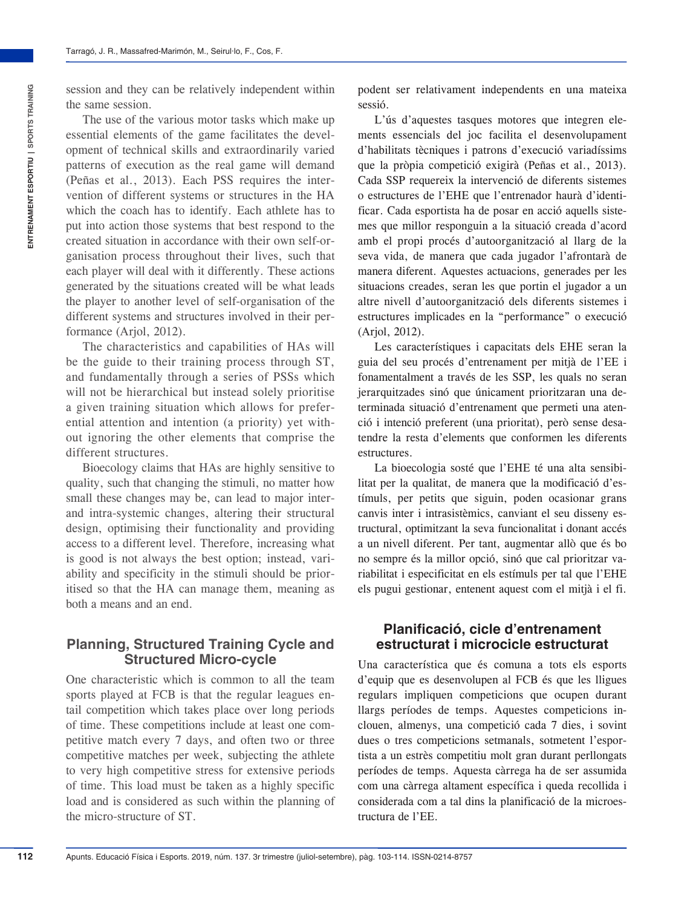session and they can be relatively independent within the same session.

The use of the various motor tasks which make up essential elements of the game facilitates the development of technical skills and extraordinarily varied patterns of execution as the real game will demand (Peñas et al., 2013). Each PSS requires the intervention of different systems or structures in the HA which the coach has to identify. Each athlete has to put into action those systems that best respond to the created situation in accordance with their own self-organisation process throughout their lives, such that each player will deal with it differently. These actions generated by the situations created will be what leads the player to another level of self-organisation of the different systems and structures involved in their performance (Arjol, 2012).

The characteristics and capabilities of HAs will be the guide to their training process through ST, and fundamentally through a series of PSSs which will not be hierarchical but instead solely prioritise a given training situation which allows for preferential attention and intention (a priority) yet without ignoring the other elements that comprise the different structures.

Bioecology claims that HAs are highly sensitive to quality, such that changing the stimuli, no matter how small these changes may be, can lead to major inter- and intra-systemic changes, altering their structural design, optimising their functionality and providing access to a different level. Therefore, increasing what is good is not always the best option; instead, variability and specificity in the stimuli should be prioritised so that the HA can manage them, meaning as both a means and an end.

## Planning, Structured Training Cycle and Structured Micro-cycle

One characteristic which is common to all the team sports played at FCB is that the regular leagues entail competition which takes place over long periods of time. These competitions include at least one competitive match every 7 days, and often two or three competitive matches per week, subjecting the athlete to very high competitive stress for extensive periods of time. This load must be taken as a highly specific load and is considered as such within the planning of the micro-structure of ST.

podent ser relativament independents en una mateixa sessió.

L'ús d'aquestes tasques motores que integren elements essencials del joc facilita el desenvolupament d'habilitats tècniques i patrons d'execució variadíssims que la pròpia competició exigirà (Peñas et al., 2013). Cada SSP requereix la intervenció de diferents sistemes o estructures de l'EHE que l'entrenador haurà d'identificar. Cada esportista ha de posar en acció aquells sistemes que millor responguin a la situació creada d'acord amb el propi procés d'autoorganització al llarg de la seva vida, de manera que cada jugador l'afrontarà de manera diferent. Aquestes actuacions, generades per les situacions creades, seran les que portin el jugador a un altre nivell d'autoorganització dels diferents sistemes i estructures implicades en la "performance" o execució (Arjol, 2012).

Les característiques i capacitats dels EHE seran la guia del seu procés d'entrenament per mitjà de l'EE i fonamentalment a través de les SSP, les quals no seran jerarquitzades sinó que únicament prioritzaran una determinada situació d'entrenament que permeti una atenció i intenció preferent (una prioritat), però sense desatendre la resta d'elements que conformen les diferents estructures.

La bioecologia sosté que l'EHE té una alta sensibilitat per la qualitat, de manera que la modificació d'estímuls, per petits que siguin, poden ocasionar grans canvis inter i intrasistèmics, canviant el seu disseny estructural, optimitzant la seva funcionalitat i donant accés a un nivell diferent. Per tant, augmentar allò que és bo no sempre és la millor opció, sinó que cal prioritzar variabilitat i especificitat en els estímuls per tal que l'EHE els pugui gestionar, entenent aquest com el mitjà i el fi.

## Planificació, cicle d'entrenament estructurat i microcicle estructurat

Una característica que és comuna a tots els esports d'equip que es desenvolupen al FCB és que les lligues regulars impliquen competicions que ocupen durant llargs períodes de temps. Aquestes competicions inclouen, almenys, una competició cada 7 dies, i sovint dues o tres competicions setmanals, sotmetent l'esportista a un estrès competitiu molt gran durant perllongats períodes de temps. Aquesta càrrega ha de ser assumida com una càrrega altament específica i queda recollida i considerada com a tal dins la planificació de la microestructura de l'EE.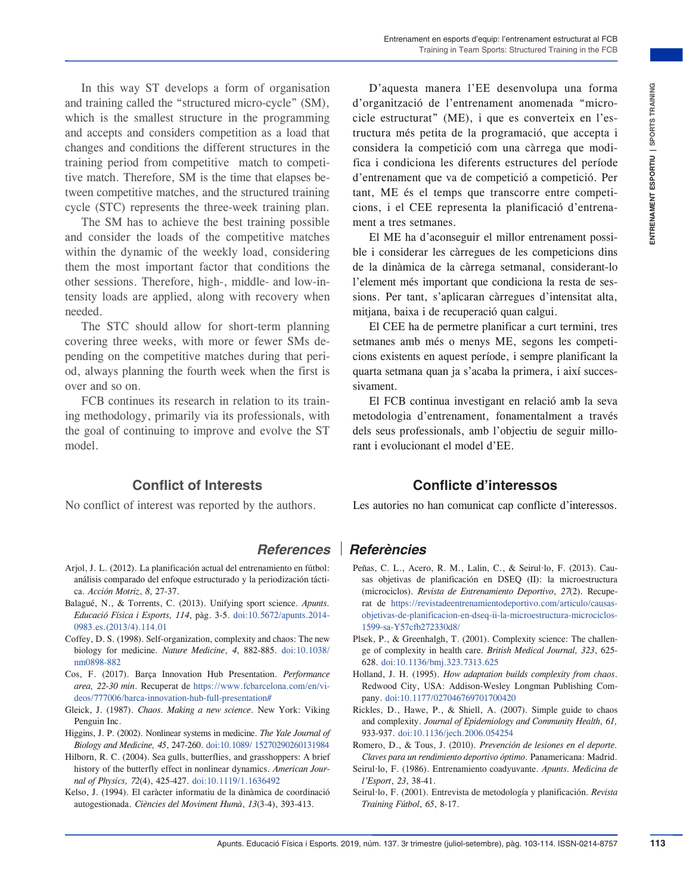In this way ST develops a form of organisation and training called the "structured micro-cycle" (SM), which is the smallest structure in the programming and accepts and considers competition as a load that changes and conditions the different structures in the training period from competitive match to competitive match. Therefore, SM is the time that elapses between competitive matches, and the structured training cycle (STC) represents the three-week training plan.

The SM has to achieve the best training possible and consider the loads of the competitive matches within the dynamic of the weekly load, considering them the most important factor that conditions the other sessions. Therefore, high-, middle- and low-intensity loads are applied, along with recovery when needed.

The STC should allow for short-term planning covering three weeks, with more or fewer SMs depending on the competitive matches during that period, always planning the fourth week when the first is over and so on.

FCB continues its research in relation to its training methodology, primarily via its professionals, with the goal of continuing to improve and evolve the ST model.

D'aquesta manera l'EE desenvolupa una forma d'organització de l'entrenament anomenada "microcicle estructurat" (ME), i que es converteix en l'estructura més petita de la programació, que accepta i considera la competició com una càrrega que modifica i condiciona les diferents estructures del període d'entrenament que va de competició a competició. Per tant, ME és el temps que transcorre entre competicions, i el CEE representa la planificació d'entrenament a tres setmanes.

El ME ha d'aconseguir el millor entrenament possible i considerar les càrregues de les competicions dins de la dinàmica de la càrrega setmanal, considerant-lo l'element més important que condiciona la resta de sessions. Per tant, s'aplicaran càrregues d'intensitat alta, mitjana, baixa i de recuperació quan calgui.

El CEE ha de permetre planificar a curt termini, tres setmanes amb més o menys ME, segons les competicions existents en aquest període, i sempre planificant la quarta setmana quan ja s'acaba la primera, i així successivament.

El FCB continua investigant en relació amb la seva metodologia d'entrenament, fonamentalment a través dels seus professionals, amb l'objectiu de seguir millorant i evolucionant el model d'EE.

## Conflict of Interests

No conflict of interest was reported by the authors.

## Conflicte d'interessos

Les autories no han comunicat cap conflicte d'interessos.

## References | Referències

Arjol, J. L. (2012). La planificación actual del entrenamiento en fútbol: análisis comparado del enfoque estructurado y la periodización táctica. *Acción Motriz*, *8*, 27-37.

Balagué, N., & Torrents, C. (2013). Unifying sport science. *Apunts. Educació Física i Esports, 114*, pàg. 3-5. doi:10.5672/apunts.2014-0983.es.(2013/4).114.01

Coffey, D. S. (1998). Self-organization, complexity and chaos: The new biology for medicine. *Nature Medicine*, *4*, 882-885. doi:10.1038/nm0898-882

Cos, F. (2017). Barça Innovation Hub Presentation. *Performance area, 22-30 min*. Recuperat de https://www.fcbarcelona.com/en/videos/777006/barca-innovation-hub-full-presentation#

Gleick, J. (1987). *Chaos. Making a new science*. New York: Viking Penguin Inc.

Higgins, J. P. (2002). Nonlinear systems in medicine. *The Yale Journal of Biology and Medicine, 45*, 247-260. doi:10.1089/ 15270290260131984

Hilborn, R. C. (2004). Sea gulls, butterflies, and grasshoppers: A brief history of the butterfly effect in nonlinear dynamics. *American Journal of Physics, 72*(4), 425-427. doi:10.1119/1.1636492

Kelso, J. (1994). El caràcter informatiu de la dinàmica de coordinació autogestionada. *Ciències del Moviment Humà*, *13*(3-4), 393-413.

Peñas, C. L., Acero, R. M., Lalin, C., & Seirul·lo, F. (2013). Causas objetivas de planificación en DSEQ (II): la microestructura (microciclos). *Revista de Entrenamiento Deportivo*, *27*(2). Recuperat de https://revistadeentrenamientodeportivo.com/articulo/causas-objetivas-de-planificacion-en-dseq-ii-la-microestructura-microciclos-1599-sa-Y57cfb272330d8/

Plsek, P., & Greenhalgh, T. (2001). Complexity science: The challenge of complexity in health care. *British Medical Journal, 323*, 625-628. doi:10.1136/bmj.323.7313.625

Holland, J. H. (1995). *How adaptation builds complexity from chaos*. Redwood City, USA: Addison-Wesley Longman Publishing Company. doi:10.1177/027046769701700420

Rickles, D., Hawe, P., & Shiell, A. (2007). Simple guide to chaos and complexity. *Journal of Epidemiology and Community Health, 61,* 933-937. doi:10.1136/jech.2006.054254

Romero, D., & Tous, J. (2010). *Prevención de lesiones en el deporte. Claves para un rendimiento deportivo óptimo*. Panamericana: Madrid.

Seirul·lo, F. (1986). Entrenamiento coadyuvante. *Apunts. Medicina de l'Esport*, *23*, 38-41.

Seirul·lo, F. (2001). Entrevista de metodología y planificación. *Revista Training Fútbol*, *65*, 8-17.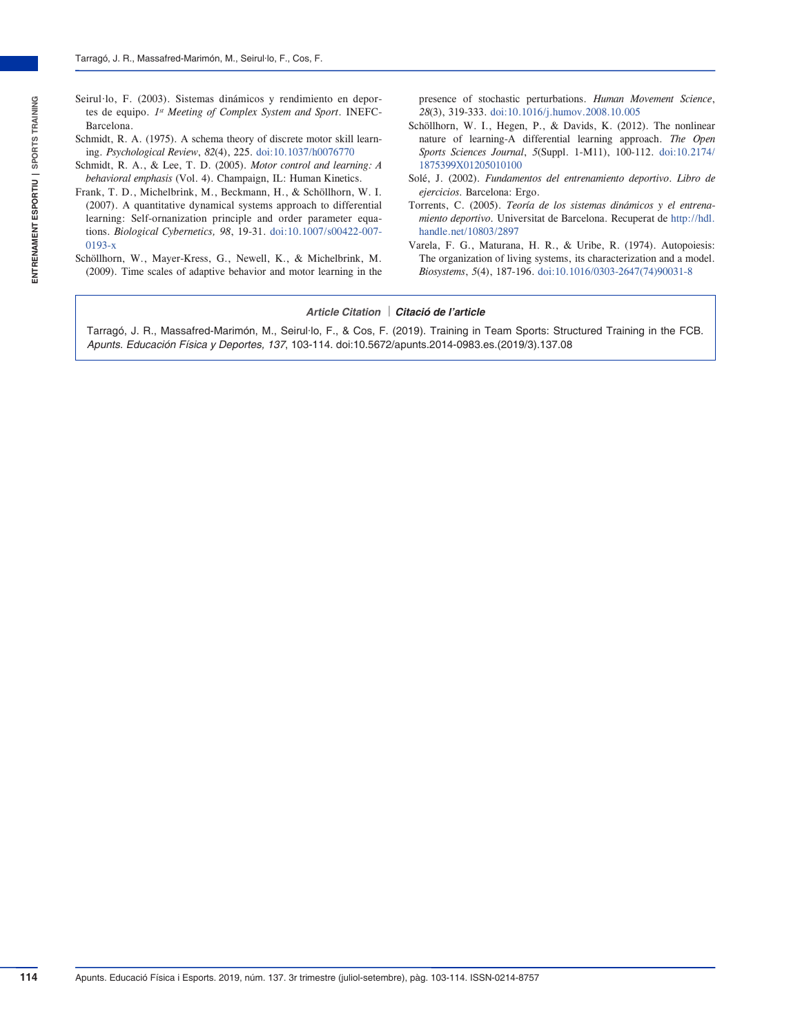Seirul·lo, F. (2003). Sistemas dinámicos y rendimiento en deportes de equipo. *1st Meeting of Complex System and Sport*. INEFC-Barcelona.

Schmidt, R. A. (1975). A schema theory of discrete motor skill learning. *Psychological Review*, *82*(4), 225. doi:10.1037/h0076770

Schmidt, R. A., & Lee, T. D. (2005). *Motor control and learning: A behavioral emphasis* (Vol. 4). Champaign, IL: Human Kinetics.

Frank, T. D., Michelbrink, M., Beckmann, H., & Schöllhorn, W. I. (2007). A quantitative dynamical systems approach to differential learning: Self-ornanization principle and order parameter equations. *Biological Cybernetics, 98*, 19-31. doi:10.1007/s00422-007-0193-x

Schöllhorn, W., Mayer-Kress, G., Newell, K., & Michelbrink, M. (2009). Time scales of adaptive behavior and motor learning in the presence of stochastic perturbations. *Human Movement Science*, *28*(3), 319-333. doi:10.1016/j.humov.2008.10.005

Schöllhorn, W. I., Hegen, P., & Davids, K. (2012). The nonlinear nature of learning-A differential learning approach. *The Open Sports Sciences Journal*, *5*(Suppl. 1-M11), 100-112. doi:10.2174/1875399X01205010100

Solé, J. (2002). *Fundamentos del entrenamiento deportivo. Libro de ejercicios*. Barcelona: Ergo.

Torrents, C. (2005). *Teoría de los sistemas dinámicos y el entrenamiento deportivo*. Universitat de Barcelona. Recuperat de http://hdl.handle.net/10803/2897

Varela, F. G., Maturana, H. R., & Uribe, R. (1974). Autopoiesis: The organization of living systems, its characterization and a model. *Biosystems*, *5*(4), 187-196. doi:10.1016/0303-2647(74)90031-8

**Article Citation | Citació de l'article**

Tarragó, J. R., Massafred-Marimón, M., Seirul·lo, F., & Cos, F. (2019). Training in Team Sports: Structured Training in the FCB. *Apunts. Educación Física y Deportes, 137*, 103-114. doi:10.5672/apunts.2014-0983.es.(2019/3).137.08